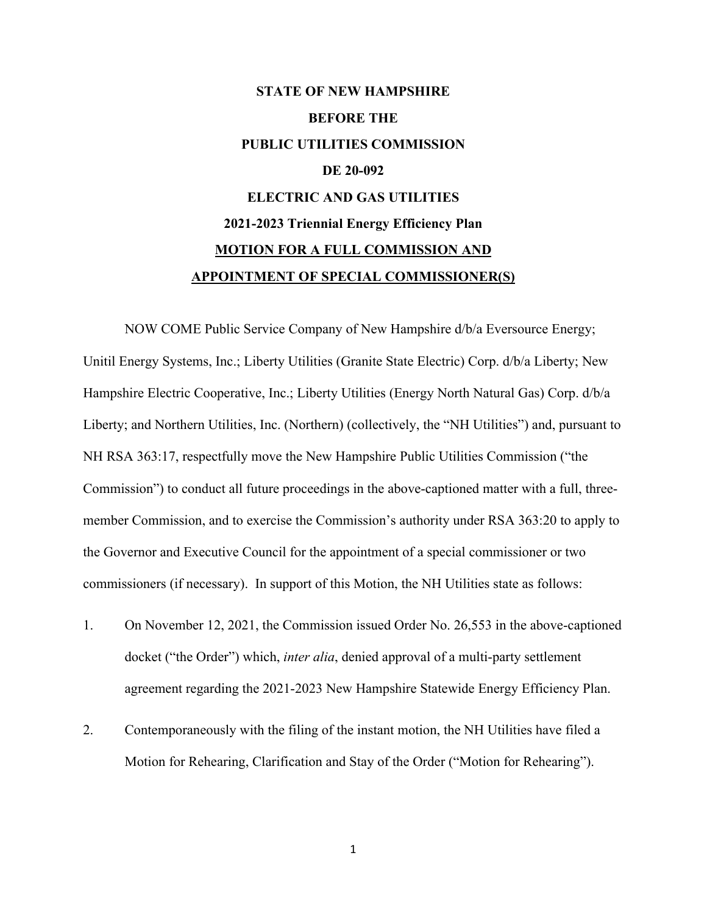**STATE OF NEW HAMPSHIRE**

**BEFORE THE**

**PUBLIC UTILITIES COMMISSION**

**DE 20-092**

**ELECTRIC AND GAS UTILITIES**

**2021-2023 Triennial Energy Efficiency Plan**

**MOTION FOR A FULL COMMISSION AND APPOINTMENT OF SPECIAL COMMISSIONER(S)**

NOW COME Public Service Company of New Hampshire d/b/a Eversource Energy; Unitil Energy Systems, Inc.; Liberty Utilities (Granite State Electric) Corp. d/b/a Liberty; New Hampshire Electric Cooperative, Inc.; Liberty Utilities (Energy North Natural Gas) Corp. d/b/a Liberty; and Northern Utilities, Inc. (Northern) (collectively, the "NH Utilities") and, pursuant to NH RSA 363:17, respectfully move the New Hampshire Public Utilities Commission ("the Commission") to conduct all future proceedings in the above-captioned matter with a full, three-member Commission, and to exercise the Commission's authority under RSA 363:20 to apply to the Governor and Executive Council for the appointment of a special commissioner or two commissioners (if necessary). In support of this Motion, the NH Utilities state as follows:

1. On November 12, 2021, the Commission issued Order No. 26,553 in the above-captioned docket ("the Order") which, *inter alia*, denied approval of a multi-party settlement agreement regarding the 2021-2023 New Hampshire Statewide Energy Efficiency Plan.

2. Contemporaneously with the filing of the instant motion, the NH Utilities have filed a Motion for Rehearing, Clarification and Stay of the Order ("Motion for Rehearing").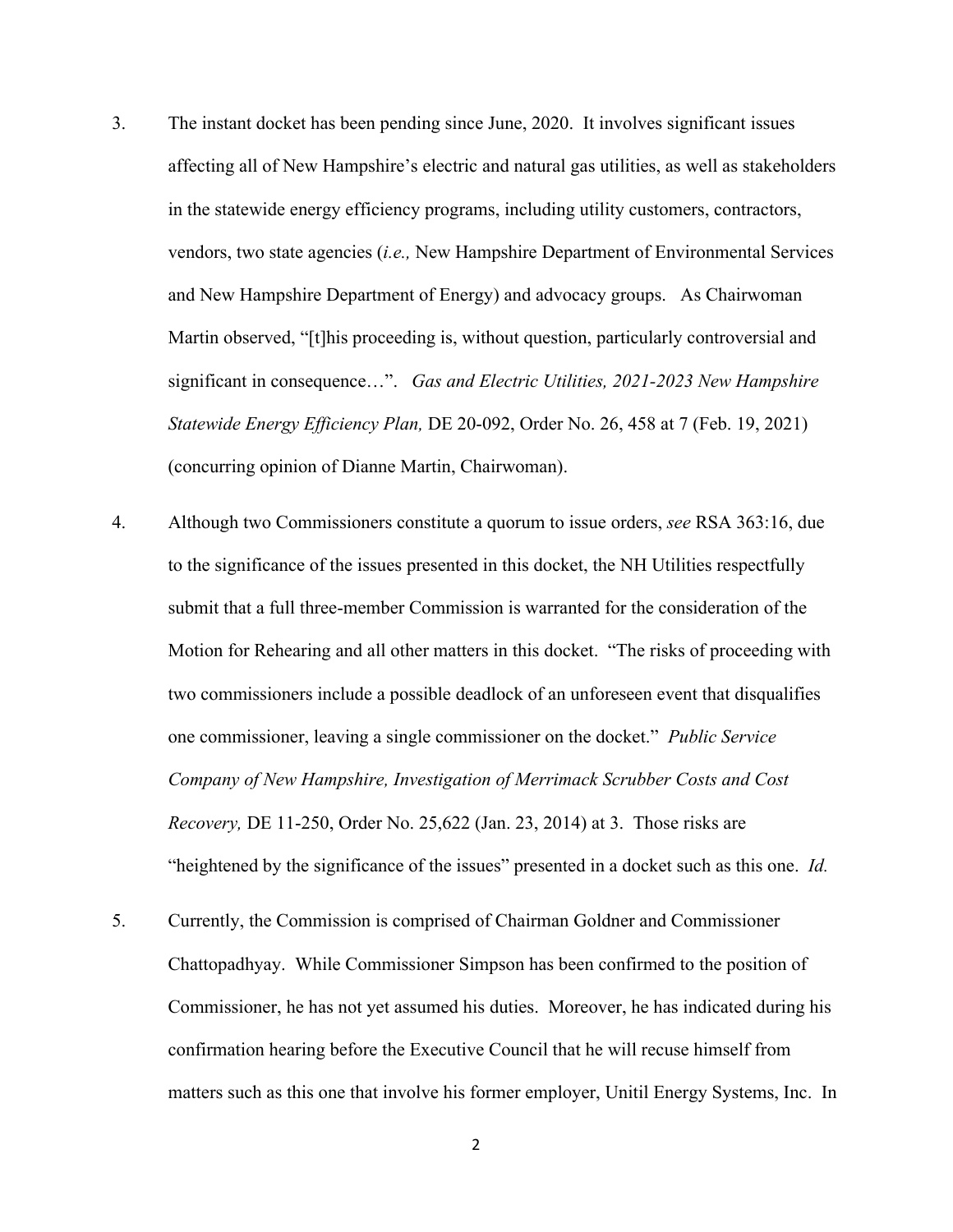3. The instant docket has been pending since June, 2020. It involves significant issues affecting all of New Hampshire's electric and natural gas utilities, as well as stakeholders in the statewide energy efficiency programs, including utility customers, contractors, vendors, two state agencies (*i.e.,* New Hampshire Department of Environmental Services and New Hampshire Department of Energy) and advocacy groups. As Chairwoman Martin observed, "[t]his proceeding is, without question, particularly controversial and significant in consequence…". *Gas and Electric Utilities, 2021-2023 New Hampshire Statewide Energy Efficiency Plan,* DE 20-092, Order No. 26, 458 at 7 (Feb. 19, 2021) (concurring opinion of Dianne Martin, Chairwoman).

4. Although two Commissioners constitute a quorum to issue orders, *see* RSA 363:16, due to the significance of the issues presented in this docket, the NH Utilities respectfully submit that a full three-member Commission is warranted for the consideration of the Motion for Rehearing and all other matters in this docket. "The risks of proceeding with two commissioners include a possible deadlock of an unforeseen event that disqualifies one commissioner, leaving a single commissioner on the docket." *Public Service Company of New Hampshire, Investigation of Merrimack Scrubber Costs and Cost Recovery,* DE 11-250, Order No. 25,622 (Jan. 23, 2014) at 3. Those risks are "heightened by the significance of the issues" presented in a docket such as this one. *Id.*

5. Currently, the Commission is comprised of Chairman Goldner and Commissioner Chattopadhyay. While Commissioner Simpson has been confirmed to the position of Commissioner, he has not yet assumed his duties. Moreover, he has indicated during his confirmation hearing before the Executive Council that he will recuse himself from matters such as this one that involve his former employer, Unitil Energy Systems, Inc. In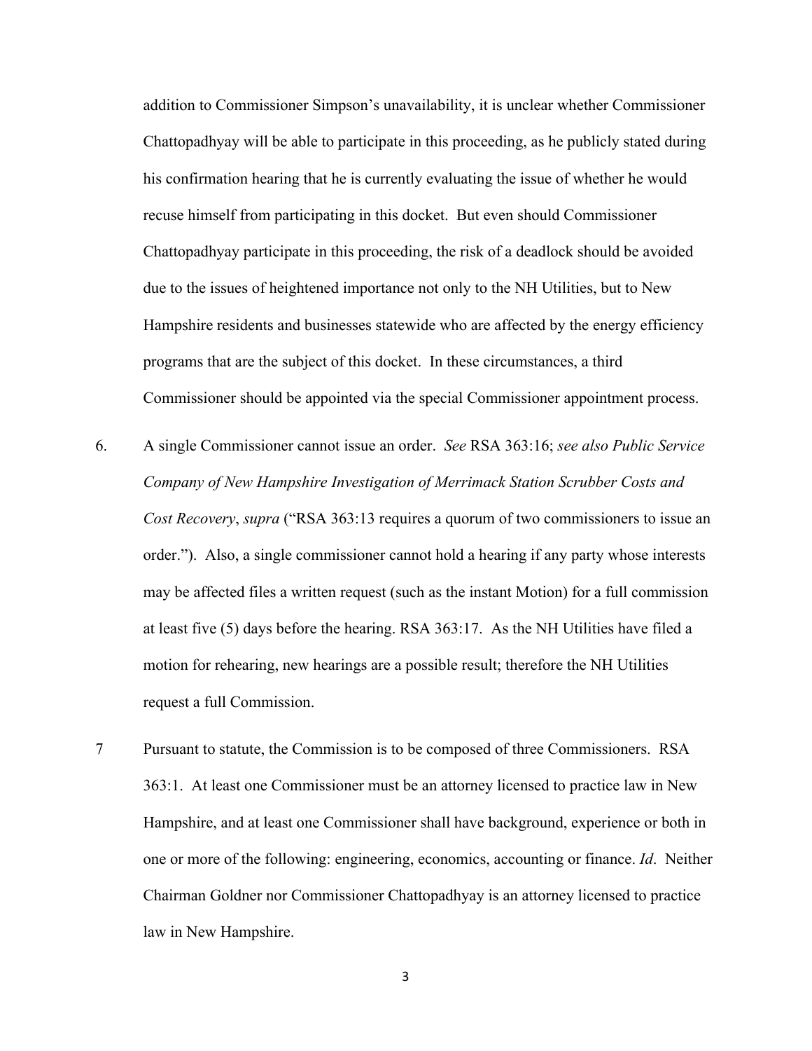addition to Commissioner Simpson's unavailability, it is unclear whether Commissioner Chattopadhyay will be able to participate in this proceeding, as he publicly stated during his confirmation hearing that he is currently evaluating the issue of whether he would recuse himself from participating in this docket. But even should Commissioner Chattopadhyay participate in this proceeding, the risk of a deadlock should be avoided due to the issues of heightened importance not only to the NH Utilities, but to New Hampshire residents and businesses statewide who are affected by the energy efficiency programs that are the subject of this docket. In these circumstances, a third Commissioner should be appointed via the special Commissioner appointment process.

6. A single Commissioner cannot issue an order. *See* RSA 363:16; *see also Public Service Company of New Hampshire Investigation of Merrimack Station Scrubber Costs and Cost Recovery*, *supra* ("RSA 363:13 requires a quorum of two commissioners to issue an order."). Also, a single commissioner cannot hold a hearing if any party whose interests may be affected files a written request (such as the instant Motion) for a full commission at least five (5) days before the hearing. RSA 363:17. As the NH Utilities have filed a motion for rehearing, new hearings are a possible result; therefore the NH Utilities request a full Commission.

7 Pursuant to statute, the Commission is to be composed of three Commissioners. RSA 363:1. At least one Commissioner must be an attorney licensed to practice law in New Hampshire, and at least one Commissioner shall have background, experience or both in one or more of the following: engineering, economics, accounting or finance. *Id*. Neither Chairman Goldner nor Commissioner Chattopadhyay is an attorney licensed to practice law in New Hampshire.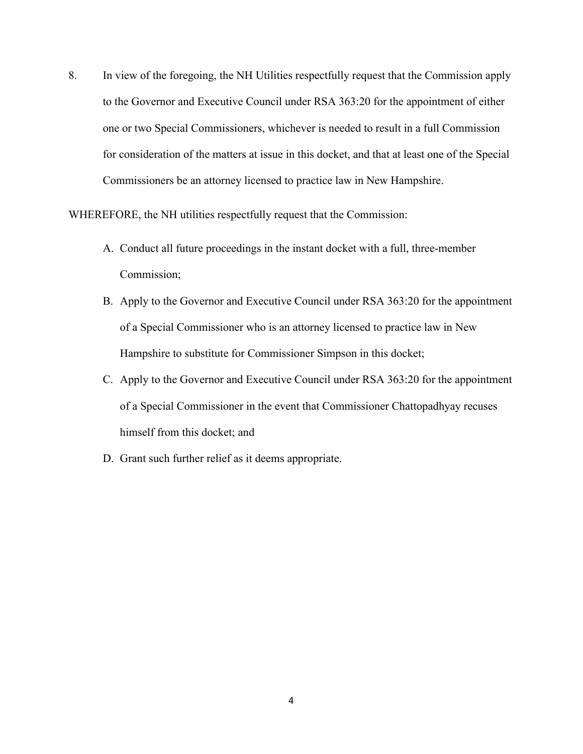8. In view of the foregoing, the NH Utilities respectfully request that the Commission apply to the Governor and Executive Council under RSA 363:20 for the appointment of either one or two Special Commissioners, whichever is needed to result in a full Commission for consideration of the matters at issue in this docket, and that at least one of the Special Commissioners be an attorney licensed to practice law in New Hampshire.

WHEREFORE, the NH utilities respectfully request that the Commission:

A. Conduct all future proceedings in the instant docket with a full, three-member Commission;

B. Apply to the Governor and Executive Council under RSA 363:20 for the appointment of a Special Commissioner who is an attorney licensed to practice law in New Hampshire to substitute for Commissioner Simpson in this docket;

C. Apply to the Governor and Executive Council under RSA 363:20 for the appointment of a Special Commissioner in the event that Commissioner Chattopadhyay recuses himself from this docket; and

D. Grant such further relief as it deems appropriate.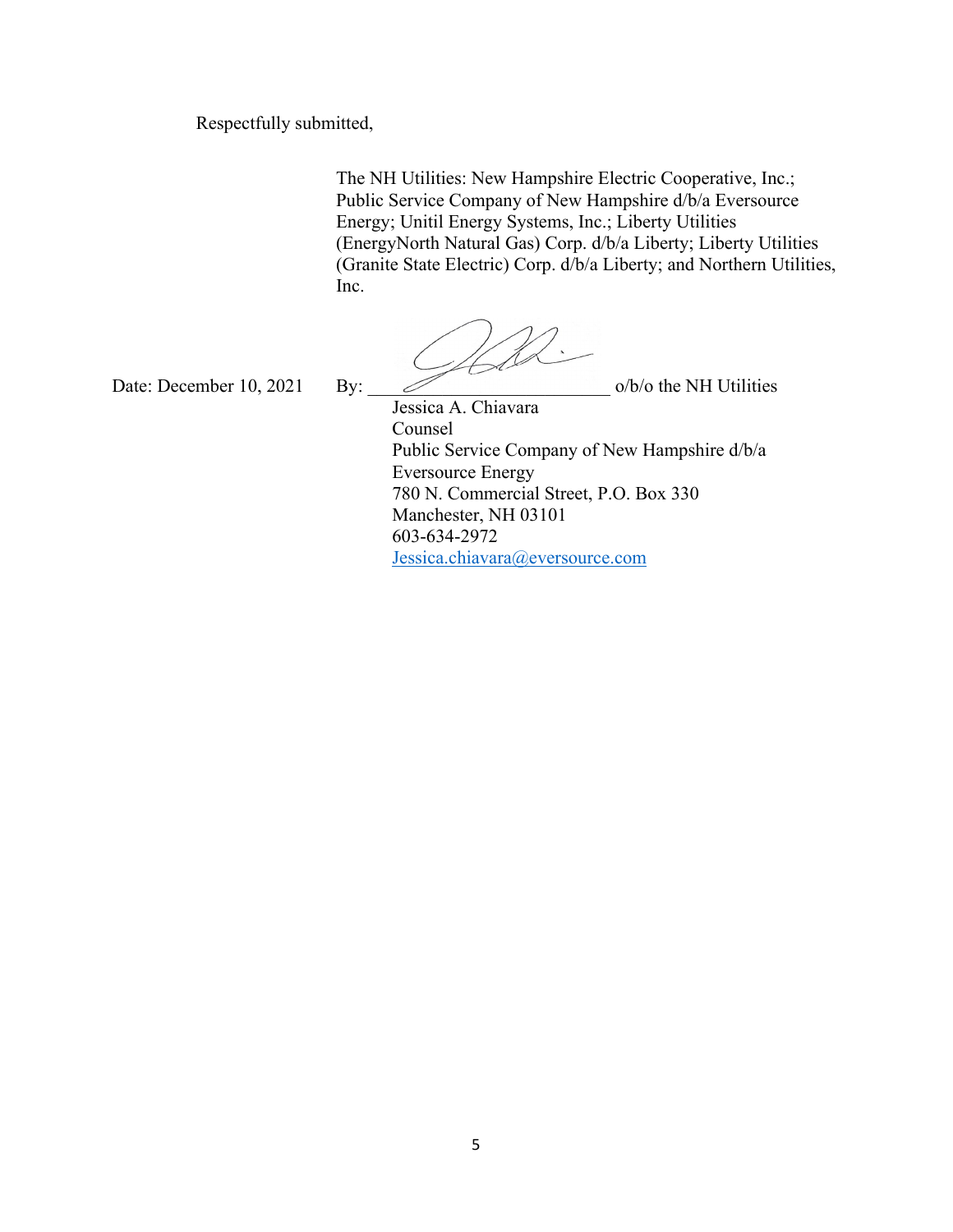Respectfully submitted,

The NH Utilities: New Hampshire Electric Cooperative, Inc.; Public Service Company of New Hampshire d/b/a Eversource Energy; Unitil Energy Systems, Inc.; Liberty Utilities (EnergyNorth Natural Gas) Corp. d/b/a Liberty; Liberty Utilities (Granite State Electric) Corp. d/b/a Liberty; and Northern Utilities, Inc.

Date: December 10, 2021

By: ________________________ o/b/o the NH Utilities

Jessica A. Chiavara
Counsel
Public Service Company of New Hampshire d/b/a Eversource Energy
780 N. Commercial Street, P.O. Box 330
Manchester, NH 03101
603-634-2972
Jessica.chiavara@eversource.com